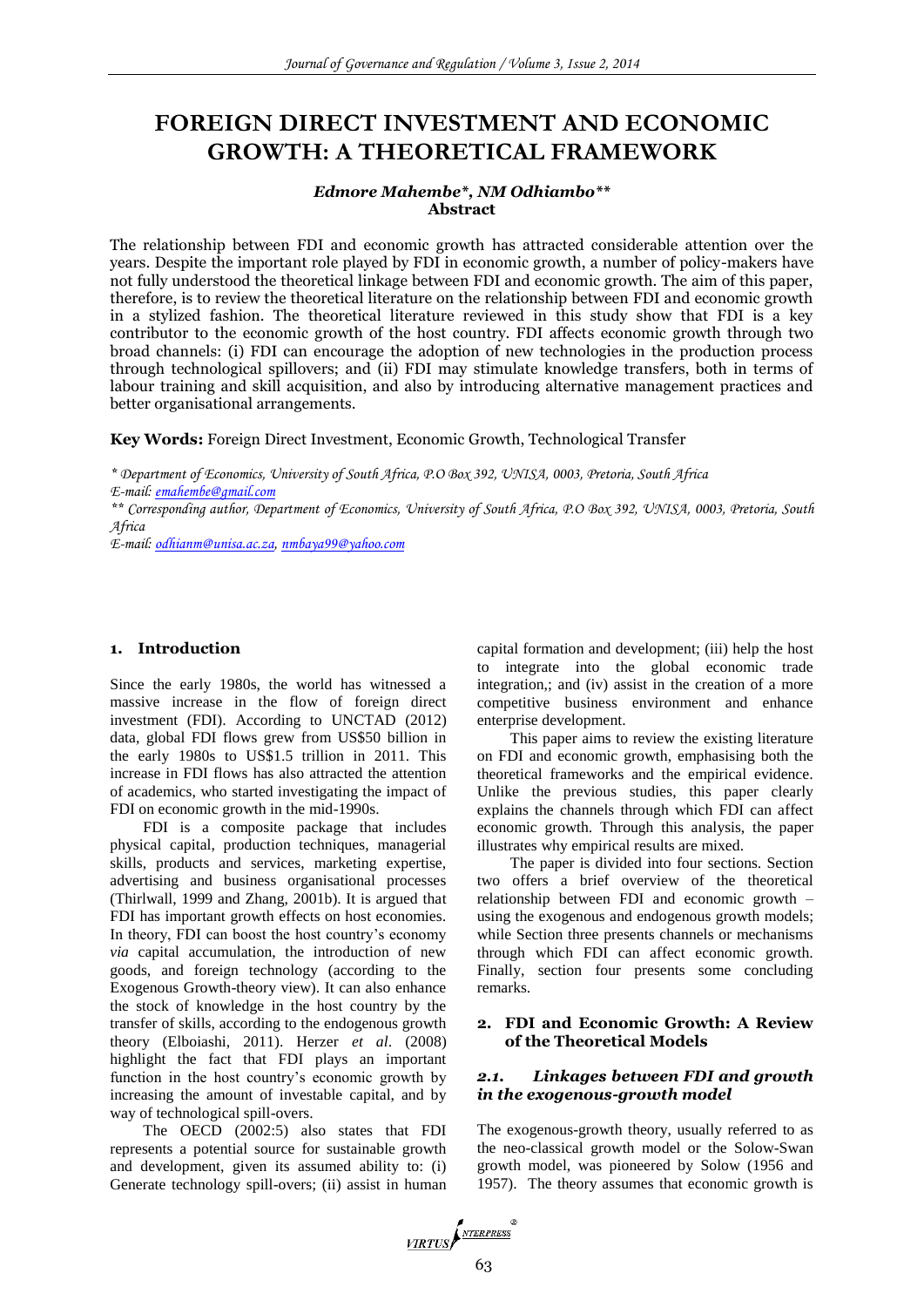# FOREIGN DIRECT INVESTMENT AND ECONOMIC GROWTH: A THEORETICAL FRAMEWORK

***Edmore Mahembe*, NM Odhiambo*****

**Abstract**

The relationship between FDI and economic growth has attracted considerable attention over the years. Despite the important role played by FDI in economic growth, a number of policy-makers have not fully understood the theoretical linkage between FDI and economic growth. The aim of this paper, therefore, is to review the theoretical literature on the relationship between FDI and economic growth in a stylized fashion. The theoretical literature reviewed in this study show that FDI is a key contributor to the economic growth of the host country. FDI affects economic growth through two broad channels: (i) FDI can encourage the adoption of new technologies in the production process through technological spillovers; and (ii) FDI may stimulate knowledge transfers, both in terms of labour training and skill acquisition, and also by introducing alternative management practices and better organisational arrangements.

**Key Words:** Foreign Direct Investment, Economic Growth, Technological Transfer

*\* Department of Economics, University of South Africa, P.O Box 392, UNISA, 0003, Pretoria, South Africa*
*E-mail: emahembe@gmail.com*
*\*\* Corresponding author, Department of Economics, University of South Africa, P.O Box 392, UNISA, 0003, Pretoria, South Africa*
*E-mail: odhianm@unisa.ac.za, nmbaya99@yahoo.com*

## 1. Introduction

Since the early 1980s, the world has witnessed a massive increase in the flow of foreign direct investment (FDI). According to UNCTAD (2012) data, global FDI flows grew from US$50 billion in the early 1980s to US$1.5 trillion in 2011. This increase in FDI flows has also attracted the attention of academics, who started investigating the impact of FDI on economic growth in the mid-1990s.

FDI is a composite package that includes physical capital, production techniques, managerial skills, products and services, marketing expertise, advertising and business organisational processes (Thirlwall, 1999 and Zhang, 2001b). It is argued that FDI has important growth effects on host economies. In theory, FDI can boost the host country's economy *via* capital accumulation, the introduction of new goods, and foreign technology (according to the Exogenous Growth-theory view). It can also enhance the stock of knowledge in the host country by the transfer of skills, according to the endogenous growth theory (Elboiashi, 2011). Herzer *et al*. (2008) highlight the fact that FDI plays an important function in the host country's economic growth by increasing the amount of investable capital, and by way of technological spill-overs.

The OECD (2002:5) also states that FDI represents a potential source for sustainable growth and development, given its assumed ability to: (i) Generate technology spill-overs; (ii) assist in human capital formation and development; (iii) help the host to integrate into the global economic trade integration,; and (iv) assist in the creation of a more competitive business environment and enhance enterprise development.

This paper aims to review the existing literature on FDI and economic growth, emphasising both the theoretical frameworks and the empirical evidence. Unlike the previous studies, this paper clearly explains the channels through which FDI can affect economic growth. Through this analysis, the paper illustrates why empirical results are mixed.

The paper is divided into four sections. Section two offers a brief overview of the theoretical relationship between FDI and economic growth – using the exogenous and endogenous growth models; while Section three presents channels or mechanisms through which FDI can affect economic growth. Finally, section four presents some concluding remarks.

## 2. FDI and Economic Growth: A Review of the Theoretical Models

### 2.1. *Linkages between FDI and growth in the exogenous-growth model*

The exogenous-growth theory, usually referred to as the neo-classical growth model or the Solow-Swan growth model, was pioneered by Solow (1956 and 1957). The theory assumes that economic growth is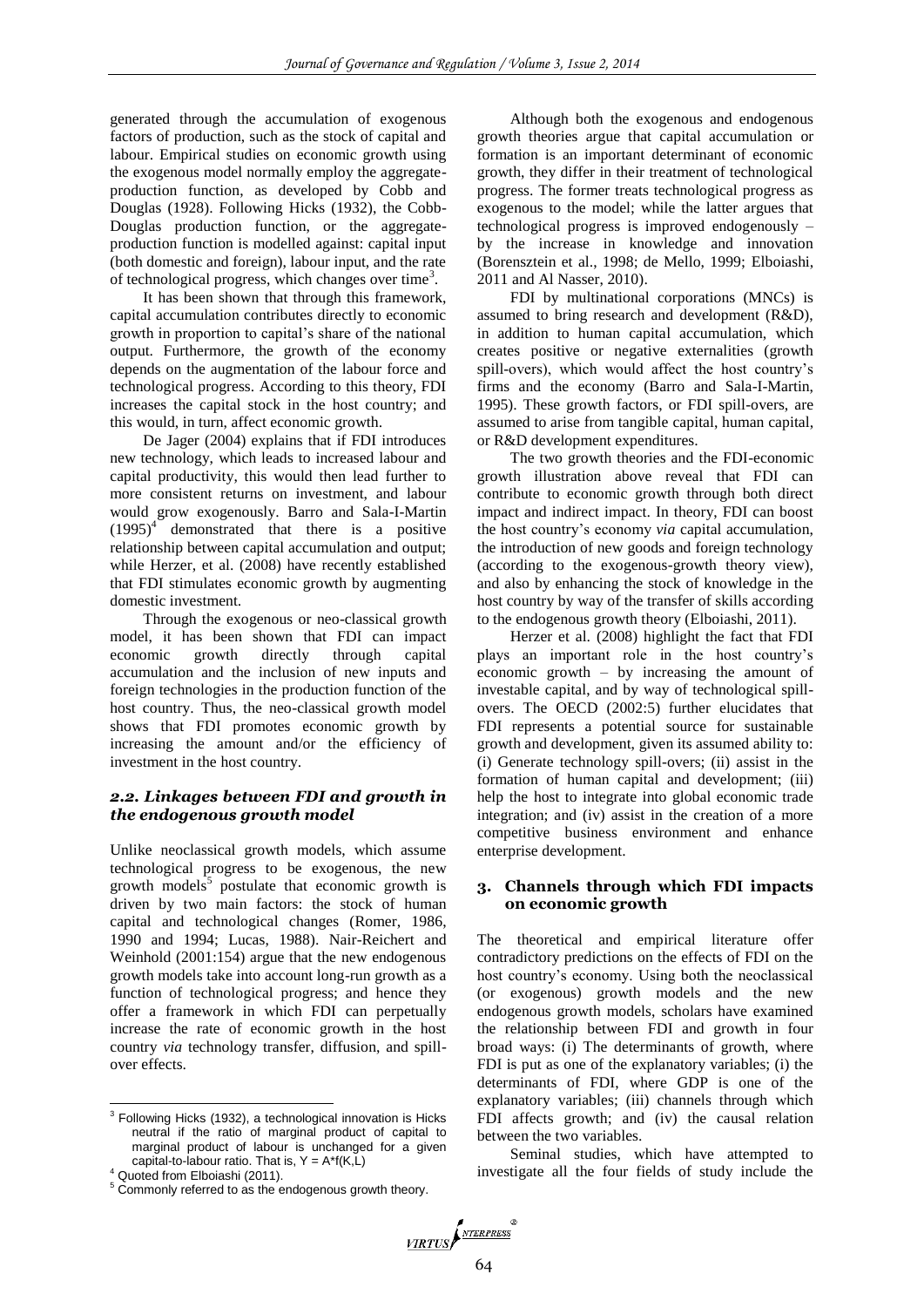generated through the accumulation of exogenous factors of production, such as the stock of capital and labour. Empirical studies on economic growth using the exogenous model normally employ the aggregate-production function, as developed by Cobb and Douglas (1928). Following Hicks (1932), the Cobb-Douglas production function, or the aggregate-production function is modelled against: capital input (both domestic and foreign), labour input, and the rate of technological progress, which changes over time[3].

It has been shown that through this framework, capital accumulation contributes directly to economic growth in proportion to capital's share of the national output. Furthermore, the growth of the economy depends on the augmentation of the labour force and technological progress. According to this theory, FDI increases the capital stock in the host country; and this would, in turn, affect economic growth.

De Jager (2004) explains that if FDI introduces new technology, which leads to increased labour and capital productivity, this would then lead further to more consistent returns on investment, and labour would grow exogenously. Barro and Sala-I-Martin (1995)[4] demonstrated that there is a positive relationship between capital accumulation and output; while Herzer, et al. (2008) have recently established that FDI stimulates economic growth by augmenting domestic investment.

Through the exogenous or neo-classical growth model, it has been shown that FDI can impact economic growth directly through capital accumulation and the inclusion of new inputs and foreign technologies in the production function of the host country. Thus, the neo-classical growth model shows that FDI promotes economic growth by increasing the amount and/or the efficiency of investment in the host country.

### *2.2. Linkages between FDI and growth in the endogenous growth model*

Unlike neoclassical growth models, which assume technological progress to be exogenous, the new growth models[5] postulate that economic growth is driven by two main factors: the stock of human capital and technological changes (Romer, 1986, 1990 and 1994; Lucas, 1988). Nair-Reichert and Weinhold (2001:154) argue that the new endogenous growth models take into account long-run growth as a function of technological progress; and hence they offer a framework in which FDI can perpetually increase the rate of economic growth in the host country *via* technology transfer, diffusion, and spill-over effects.

Although both the exogenous and endogenous growth theories argue that capital accumulation or formation is an important determinant of economic growth, they differ in their treatment of technological progress. The former treats technological progress as exogenous to the model; while the latter argues that technological progress is improved endogenously – by the increase in knowledge and innovation (Borensztein et al., 1998; de Mello, 1999; Elboiashi, 2011 and Al Nasser, 2010).

FDI by multinational corporations (MNCs) is assumed to bring research and development (R&D), in addition to human capital accumulation, which creates positive or negative externalities (growth spill-overs), which would affect the host country's firms and the economy (Barro and Sala-I-Martin, 1995). These growth factors, or FDI spill-overs, are assumed to arise from tangible capital, human capital, or R&D development expenditures.

The two growth theories and the FDI-economic growth illustration above reveal that FDI can contribute to economic growth through both direct impact and indirect impact. In theory, FDI can boost the host country's economy *via* capital accumulation, the introduction of new goods and foreign technology (according to the exogenous-growth theory view), and also by enhancing the stock of knowledge in the host country by way of the transfer of skills according to the endogenous growth theory (Elboiashi, 2011).

Herzer et al. (2008) highlight the fact that FDI plays an important role in the host country's economic growth – by increasing the amount of investable capital, and by way of technological spill-overs. The OECD (2002:5) further elucidates that FDI represents a potential source for sustainable growth and development, given its assumed ability to: (i) Generate technology spill-overs; (ii) assist in the formation of human capital and development; (iii) help the host to integrate into global economic trade integration; and (iv) assist in the creation of a more competitive business environment and enhance enterprise development.

## 3. Channels through which FDI impacts on economic growth

The theoretical and empirical literature offer contradictory predictions on the effects of FDI on the host country's economy. Using both the neoclassical (or exogenous) growth models and the new endogenous growth models, scholars have examined the relationship between FDI and growth in four broad ways: (i) The determinants of growth, where FDI is put as one of the explanatory variables; (i) the determinants of FDI, where GDP is one of the explanatory variables; (iii) channels through which FDI affects growth; and (iv) the causal relation between the two variables.

Seminal studies, which have attempted to investigate all the four fields of study include the

---

[3] Following Hicks (1932), a technological innovation is Hicks neutral if the ratio of marginal product of capital to marginal product of labour is unchanged for a given capital-to-labour ratio. That is, $Y = A^{*}f(K,L)$

[4] Quoted from Elboiashi (2011).

[5] Commonly referred to as the endogenous growth theory.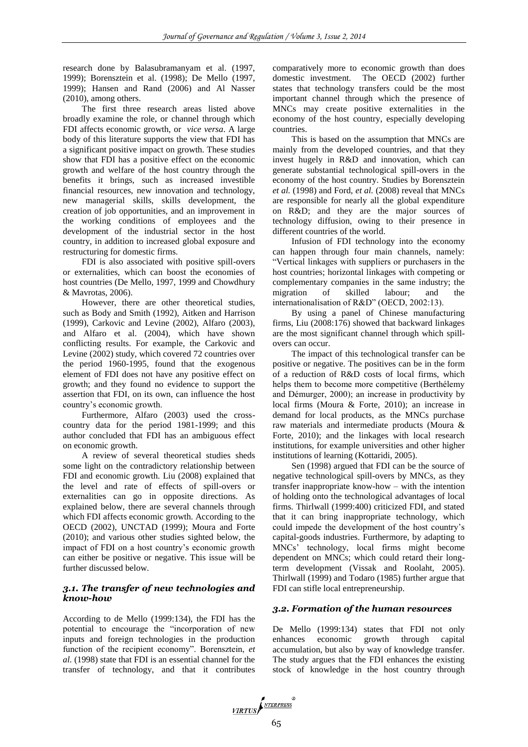research done by Balasubramanyam et al. (1997, 1999); Borensztein et al. (1998); De Mello (1997, 1999); Hansen and Rand (2006) and Al Nasser (2010), among others.

The first three research areas listed above broadly examine the role, or channel through which FDI affects economic growth, or *vice versa*. A large body of this literature supports the view that FDI has a significant positive impact on growth. These studies show that FDI has a positive effect on the economic growth and welfare of the host country through the benefits it brings, such as increased investible financial resources, new innovation and technology, new managerial skills, skills development, the creation of job opportunities, and an improvement in the working conditions of employees and the development of the industrial sector in the host country, in addition to increased global exposure and restructuring for domestic firms.

FDI is also associated with positive spill-overs or externalities, which can boost the economies of host countries (De Mello, 1997, 1999 and Chowdhury & Mavrotas, 2006).

However, there are other theoretical studies, such as Body and Smith (1992), Aitken and Harrison (1999), Carkovic and Levine (2002), Alfaro (2003), and Alfaro et al. (2004), which have shown conflicting results. For example, the Carkovic and Levine (2002) study, which covered 72 countries over the period 1960-1995, found that the exogenous element of FDI does not have any positive effect on growth; and they found no evidence to support the assertion that FDI, on its own, can influence the host country's economic growth.

Furthermore, Alfaro (2003) used the cross-country data for the period 1981-1999; and this author concluded that FDI has an ambiguous effect on economic growth.

A review of several theoretical studies sheds some light on the contradictory relationship between FDI and economic growth. Liu (2008) explained that the level and rate of effects of spill-overs or externalities can go in opposite directions. As explained below, there are several channels through which FDI affects economic growth. According to the OECD (2002), UNCTAD (1999); Moura and Forte (2010); and various other studies sighted below, the impact of FDI on a host country's economic growth can either be positive or negative. This issue will be further discussed below.

### *3.1. The transfer of new technologies and know-how*

According to de Mello (1999:134), the FDI has the potential to encourage the "incorporation of new inputs and foreign technologies in the production function of the recipient economy". Borensztein, *et al.* (1998) state that FDI is an essential channel for the transfer of technology, and that it contributes comparatively more to economic growth than does domestic investment. The OECD (2002) further states that technology transfers could be the most important channel through which the presence of MNCs may create positive externalities in the economy of the host country, especially developing countries.

This is based on the assumption that MNCs are mainly from the developed countries, and that they invest hugely in R&D and innovation, which can generate substantial technological spill-overs in the economy of the host country. Studies by Borensztein *et al.* (1998) and Ford, *et al.* (2008) reveal that MNCs are responsible for nearly all the global expenditure on R&D; and they are the major sources of technology diffusion, owing to their presence in different countries of the world.

Infusion of FDI technology into the economy can happen through four main channels, namely: "Vertical linkages with suppliers or purchasers in the host countries; horizontal linkages with competing or complementary companies in the same industry; the migration of skilled labour; and the internationalisation of R&D" (OECD, 2002:13).

By using a panel of Chinese manufacturing firms, Liu (2008:176) showed that backward linkages are the most significant channel through which spill-overs can occur.

The impact of this technological transfer can be positive or negative. The positives can be in the form of a reduction of R&D costs of local firms, which helps them to become more competitive (Berthélemy and Démurger, 2000); an increase in productivity by local firms (Moura & Forte, 2010); an increase in demand for local products, as the MNCs purchase raw materials and intermediate products (Moura & Forte, 2010); and the linkages with local research institutions, for example universities and other higher institutions of learning (Kottaridi, 2005).

Sen (1998) argued that FDI can be the source of negative technological spill-overs by MNCs, as they transfer inappropriate know-how – with the intention of holding onto the technological advantages of local firms. Thirlwall (1999:400) criticized FDI, and stated that it can bring inappropriate technology, which could impede the development of the host country's capital-goods industries. Furthermore, by adapting to MNCs' technology, local firms might become dependent on MNCs; which could retard their long-term development (Vissak and Roolaht, 2005). Thirlwall (1999) and Todaro (1985) further argue that FDI can stifle local entrepreneurship.

### *3.2. Formation of the human resources*

De Mello (1999:134) states that FDI not only enhances economic growth through capital accumulation, but also by way of knowledge transfer. The study argues that the FDI enhances the existing stock of knowledge in the host country through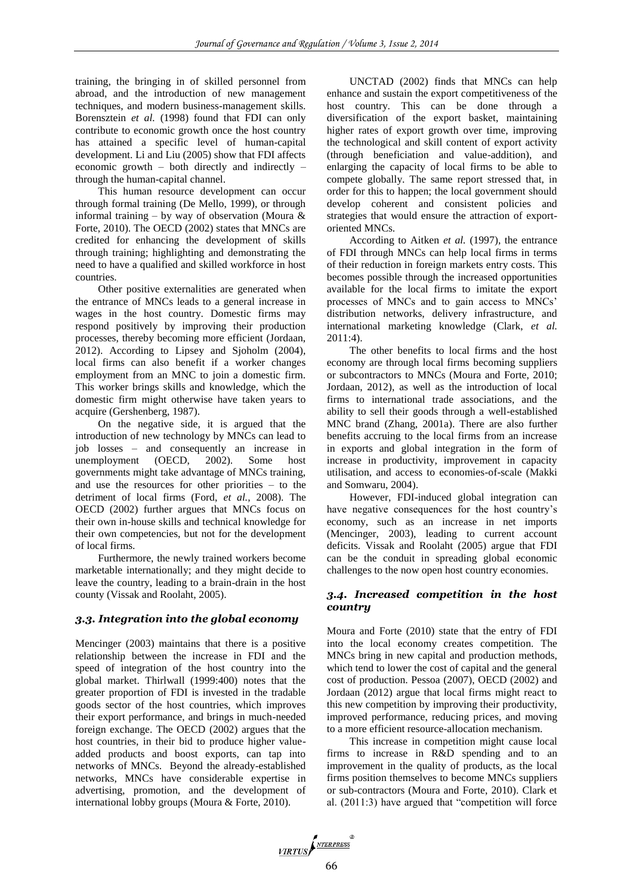training, the bringing in of skilled personnel from abroad, and the introduction of new management techniques, and modern business-management skills. Borensztein *et al.* (1998) found that FDI can only contribute to economic growth once the host country has attained a specific level of human-capital development. Li and Liu (2005) show that FDI affects economic growth – both directly and indirectly – through the human-capital channel.

This human resource development can occur through formal training (De Mello, 1999), or through informal training – by way of observation (Moura & Forte, 2010). The OECD (2002) states that MNCs are credited for enhancing the development of skills through training; highlighting and demonstrating the need to have a qualified and skilled workforce in host countries.

Other positive externalities are generated when the entrance of MNCs leads to a general increase in wages in the host country. Domestic firms may respond positively by improving their production processes, thereby becoming more efficient (Jordaan, 2012). According to Lipsey and Sjoholm (2004), local firms can also benefit if a worker changes employment from an MNC to join a domestic firm. This worker brings skills and knowledge, which the domestic firm might otherwise have taken years to acquire (Gershenberg, 1987).

On the negative side, it is argued that the introduction of new technology by MNCs can lead to job losses – and consequently an increase in unemployment (OECD, 2002). Some host governments might take advantage of MNCs training, and use the resources for other priorities – to the detriment of local firms (Ford, *et al.*, 2008). The OECD (2002) further argues that MNCs focus on their own in-house skills and technical knowledge for their own competencies, but not for the development of local firms.

Furthermore, the newly trained workers become marketable internationally; and they might decide to leave the country, leading to a brain-drain in the host county (Vissak and Roolaht, 2005).

### *3.3. Integration into the global economy*

Mencinger (2003) maintains that there is a positive relationship between the increase in FDI and the speed of integration of the host country into the global market. Thirlwall (1999:400) notes that the greater proportion of FDI is invested in the tradable goods sector of the host countries, which improves their export performance, and brings in much-needed foreign exchange. The OECD (2002) argues that the host countries, in their bid to produce higher value-added products and boost exports, can tap into networks of MNCs. Beyond the already-established networks, MNCs have considerable expertise in advertising, promotion, and the development of international lobby groups (Moura & Forte, 2010).

UNCTAD (2002) finds that MNCs can help enhance and sustain the export competitiveness of the host country. This can be done through a diversification of the export basket, maintaining higher rates of export growth over time, improving the technological and skill content of export activity (through beneficiation and value-addition), and enlarging the capacity of local firms to be able to compete globally. The same report stressed that, in order for this to happen; the local government should develop coherent and consistent policies and strategies that would ensure the attraction of export-oriented MNCs.

According to Aitken *et al.* (1997), the entrance of FDI through MNCs can help local firms in terms of their reduction in foreign markets entry costs. This becomes possible through the increased opportunities available for the local firms to imitate the export processes of MNCs and to gain access to MNCs' distribution networks, delivery infrastructure, and international marketing knowledge (Clark, *et al.* 2011:4).

The other benefits to local firms and the host economy are through local firms becoming suppliers or subcontractors to MNCs (Moura and Forte, 2010; Jordaan, 2012), as well as the introduction of local firms to international trade associations, and the ability to sell their goods through a well-established MNC brand (Zhang, 2001a). There are also further benefits accruing to the local firms from an increase in exports and global integration in the form of increase in productivity, improvement in capacity utilisation, and access to economies-of-scale (Makki and Somwaru, 2004).

However, FDI-induced global integration can have negative consequences for the host country's economy, such as an increase in net imports (Mencinger, 2003), leading to current account deficits. Vissak and Roolaht (2005) argue that FDI can be the conduit in spreading global economic challenges to the now open host country economies.

### *3.4. Increased competition in the host country*

Moura and Forte (2010) state that the entry of FDI into the local economy creates competition. The MNCs bring in new capital and production methods, which tend to lower the cost of capital and the general cost of production. Pessoa (2007), OECD (2002) and Jordaan (2012) argue that local firms might react to this new competition by improving their productivity, improved performance, reducing prices, and moving to a more efficient resource-allocation mechanism.

This increase in competition might cause local firms to increase in R&D spending and to an improvement in the quality of products, as the local firms position themselves to become MNCs suppliers or sub-contractors (Moura and Forte, 2010). Clark et al. (2011:3) have argued that "competition will force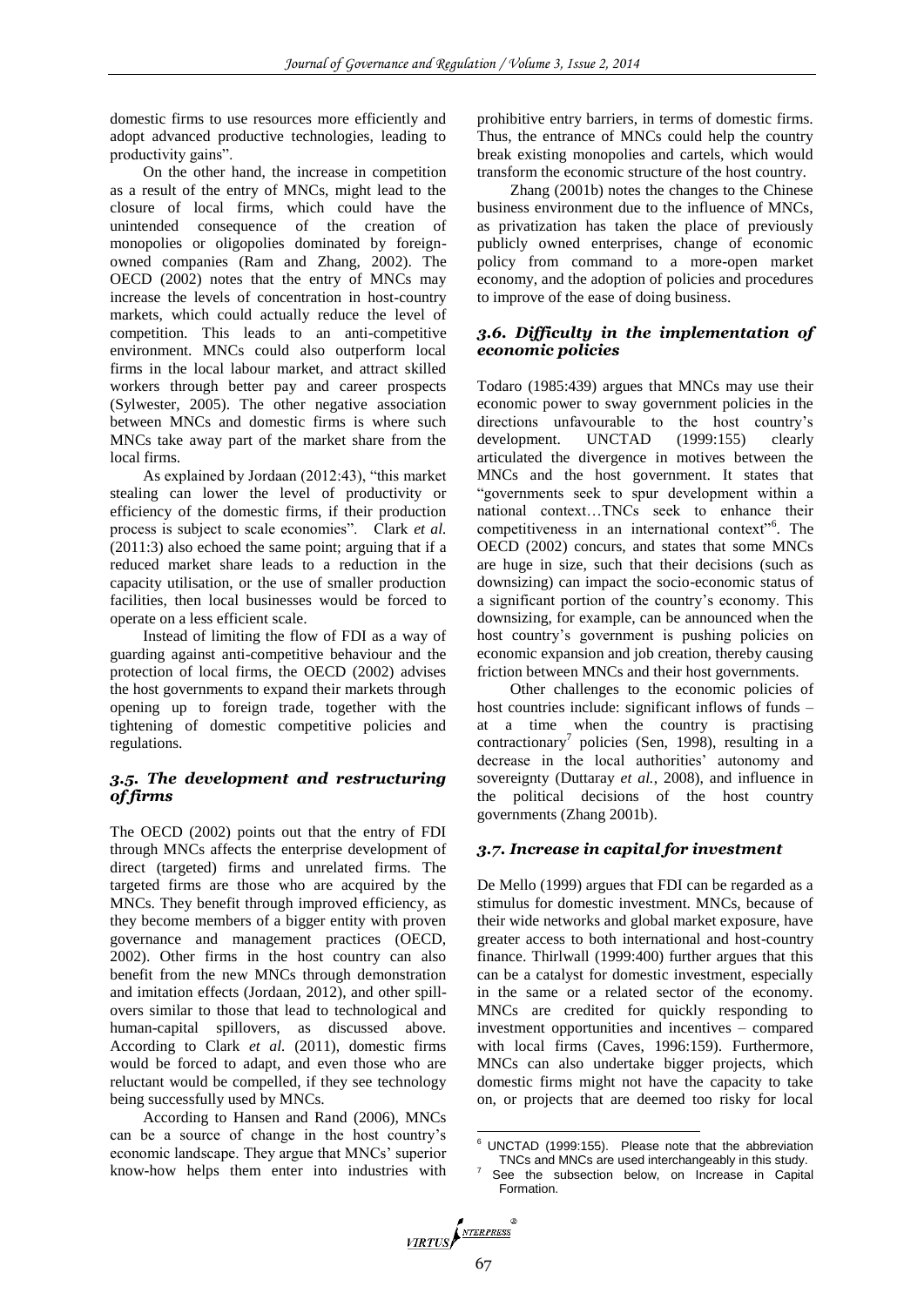domestic firms to use resources more efficiently and adopt advanced productive technologies, leading to productivity gains".

On the other hand, the increase in competition as a result of the entry of MNCs, might lead to the closure of local firms, which could have the unintended consequence of the creation of monopolies or oligopolies dominated by foreign-owned companies (Ram and Zhang, 2002). The OECD (2002) notes that the entry of MNCs may increase the levels of concentration in host-country markets, which could actually reduce the level of competition. This leads to an anti-competitive environment. MNCs could also outperform local firms in the local labour market, and attract skilled workers through better pay and career prospects (Sylwester, 2005). The other negative association between MNCs and domestic firms is where such MNCs take away part of the market share from the local firms.

As explained by Jordaan (2012:43), "this market stealing can lower the level of productivity or efficiency of the domestic firms, if their production process is subject to scale economies". Clark *et al.* (2011:3) also echoed the same point; arguing that if a reduced market share leads to a reduction in the capacity utilisation, or the use of smaller production facilities, then local businesses would be forced to operate on a less efficient scale.

Instead of limiting the flow of FDI as a way of guarding against anti-competitive behaviour and the protection of local firms, the OECD (2002) advises the host governments to expand their markets through opening up to foreign trade, together with the tightening of domestic competitive policies and regulations.

### *3.5. The development and restructuring of firms*

The OECD (2002) points out that the entry of FDI through MNCs affects the enterprise development of direct (targeted) firms and unrelated firms. The targeted firms are those who are acquired by the MNCs. They benefit through improved efficiency, as they become members of a bigger entity with proven governance and management practices (OECD, 2002). Other firms in the host country can also benefit from the new MNCs through demonstration and imitation effects (Jordaan, 2012), and other spill-overs similar to those that lead to technological and human-capital spillovers, as discussed above. According to Clark *et al.* (2011), domestic firms would be forced to adapt, and even those who are reluctant would be compelled, if they see technology being successfully used by MNCs.

According to Hansen and Rand (2006), MNCs can be a source of change in the host country's economic landscape. They argue that MNCs' superior know-how helps them enter into industries with prohibitive entry barriers, in terms of domestic firms. Thus, the entrance of MNCs could help the country break existing monopolies and cartels, which would transform the economic structure of the host country.

Zhang (2001b) notes the changes to the Chinese business environment due to the influence of MNCs, as privatization has taken the place of previously publicly owned enterprises, change of economic policy from command to a more-open market economy, and the adoption of policies and procedures to improve of the ease of doing business.

### *3.6. Difficulty in the implementation of economic policies*

Todaro (1985:439) argues that MNCs may use their economic power to sway government policies in the directions unfavourable to the host country's development. UNCTAD (1999:155) clearly articulated the divergence in motives between the MNCs and the host government. It states that "governments seek to spur development within a national context…TNCs seek to enhance their competitiveness in an international context"[6]. The OECD (2002) concurs, and states that some MNCs are huge in size, such that their decisions (such as downsizing) can impact the socio-economic status of a significant portion of the country's economy. This downsizing, for example, can be announced when the host country's government is pushing policies on economic expansion and job creation, thereby causing friction between MNCs and their host governments.

Other challenges to the economic policies of host countries include: significant inflows of funds – at a time when the country is practising contractionary[7] policies (Sen, 1998), resulting in a decrease in the local authorities' autonomy and sovereignty (Duttaray *et al.*, 2008), and influence in the political decisions of the host country governments (Zhang 2001b).

### *3.7. Increase in capital for investment*

De Mello (1999) argues that FDI can be regarded as a stimulus for domestic investment. MNCs, because of their wide networks and global market exposure, have greater access to both international and host-country finance. Thirlwall (1999:400) further argues that this can be a catalyst for domestic investment, especially in the same or a related sector of the economy. MNCs are credited for quickly responding to investment opportunities and incentives – compared with local firms (Caves, 1996:159). Furthermore, MNCs can also undertake bigger projects, which domestic firms might not have the capacity to take on, or projects that are deemed too risky for local

[6] UNCTAD (1999:155). Please note that the abbreviation TNCs and MNCs are used interchangeably in this study.

[7] See the subsection below, on Increase in Capital Formation.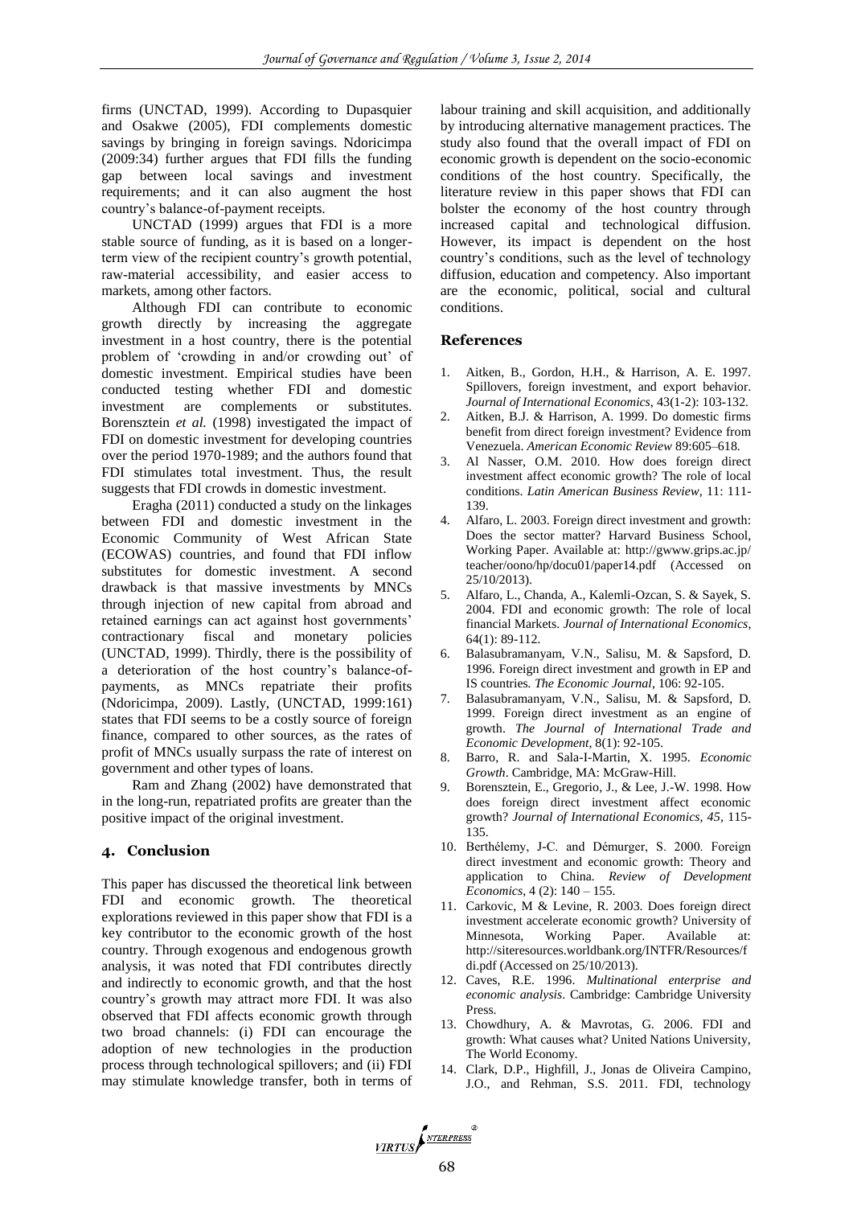firms (UNCTAD, 1999). According to Dupasquier and Osakwe (2005), FDI complements domestic savings by bringing in foreign savings. Ndoricimpa (2009:34) further argues that FDI fills the funding gap between local savings and investment requirements; and it can also augment the host country's balance-of-payment receipts.

UNCTAD (1999) argues that FDI is a more stable source of funding, as it is based on a longer-term view of the recipient country's growth potential, raw-material accessibility, and easier access to markets, among other factors.

Although FDI can contribute to economic growth directly by increasing the aggregate investment in a host country, there is the potential problem of 'crowding in and/or crowding out' of domestic investment. Empirical studies have been conducted testing whether FDI and domestic investment are complements or substitutes. Borensztein *et al.* (1998) investigated the impact of FDI on domestic investment for developing countries over the period 1970-1989; and the authors found that FDI stimulates total investment. Thus, the result suggests that FDI crowds in domestic investment.

Eragha (2011) conducted a study on the linkages between FDI and domestic investment in the Economic Community of West African State (ECOWAS) countries, and found that FDI inflow substitutes for domestic investment. A second drawback is that massive investments by MNCs through injection of new capital from abroad and retained earnings can act against host governments' contractionary fiscal and monetary policies (UNCTAD, 1999). Thirdly, there is the possibility of a deterioration of the host country's balance-of-payments, as MNCs repatriate their profits (Ndoricimpa, 2009). Lastly, (UNCTAD, 1999:161) states that FDI seems to be a costly source of foreign finance, compared to other sources, as the rates of profit of MNCs usually surpass the rate of interest on government and other types of loans.

Ram and Zhang (2002) have demonstrated that in the long-run, repatriated profits are greater than the positive impact of the original investment.

## 4. Conclusion

This paper has discussed the theoretical link between FDI and economic growth. The theoretical explorations reviewed in this paper show that FDI is a key contributor to the economic growth of the host country. Through exogenous and endogenous growth analysis, it was noted that FDI contributes directly and indirectly to economic growth, and that the host country's growth may attract more FDI. It was also observed that FDI affects economic growth through two broad channels: (i) FDI can encourage the adoption of new technologies in the production process through technological spillovers; and (ii) FDI may stimulate knowledge transfer, both in terms of labour training and skill acquisition, and additionally by introducing alternative management practices. The study also found that the overall impact of FDI on economic growth is dependent on the socio-economic conditions of the host country. Specifically, the literature review in this paper shows that FDI can bolster the economy of the host country through increased capital and technological diffusion. However, its impact is dependent on the host country's conditions, such as the level of technology diffusion, education and competency. Also important are the economic, political, social and cultural conditions.

## References

1. Aitken, B., Gordon, H.H., & Harrison, A. E. 1997. Spillovers, foreign investment, and export behavior. *Journal of International Economics*, 43(1-2): 103-132.
2. Aitken, B.J. & Harrison, A. 1999. Do domestic firms benefit from direct foreign investment? Evidence from Venezuela. *American Economic Review* 89:605–618.
3. Al Nasser, O.M. 2010. How does foreign direct investment affect economic growth? The role of local conditions. *Latin American Business Review*, 11: 111-139.
4. Alfaro, L. 2003. Foreign direct investment and growth: Does the sector matter? Harvard Business School, Working Paper. Available at: http://gwww.grips.ac.jp/teacher/oono/hp/docu01/paper14.pdf (Accessed on 25/10/2013).
5. Alfaro, L., Chanda, A., Kalemli-Ozcan, S. & Sayek, S. 2004. FDI and economic growth: The role of local financial Markets. *Journal of International Economics*, 64(1): 89-112.
6. Balasubramanyam, V.N., Salisu, M. & Sapsford, D. 1996. Foreign direct investment and growth in EP and IS countries. *The Economic Journal*, 106: 92-105.
7. Balasubramanyam, V.N., Salisu, M. & Sapsford, D. 1999. Foreign direct investment as an engine of growth. *The Journal of International Trade and Economic Development*, 8(1): 92-105.
8. Barro, R. and Sala-I-Martin, X. 1995. *Economic Growth*. Cambridge, MA: McGraw-Hill.
9. Borensztein, E., Gregorio, J., & Lee, J.-W. 1998. How does foreign direct investment affect economic growth? *Journal of International Economics, 45*, 115-135.
10. Berthélemy, J-C. and Démurger, S. 2000. Foreign direct investment and economic growth: Theory and application to China. *Review of Development Economics*, 4 (2): 140 – 155.
11. Carkovic, M & Levine, R. 2003. Does foreign direct investment accelerate economic growth? University of Minnesota, Working Paper. Available at: http://siteresources.worldbank.org/INTFR/Resources/fdi.pdf (Accessed on 25/10/2013).
12. Caves, R.E. 1996. *Multinational enterprise and economic analysis*. Cambridge: Cambridge University Press.
13. Chowdhury, A. & Mavrotas, G. 2006. FDI and growth: What causes what? United Nations University, The World Economy.
14. Clark, D.P., Highfill, J., Jonas de Oliveira Campino, J.O., and Rehman, S.S. 2011. FDI, technology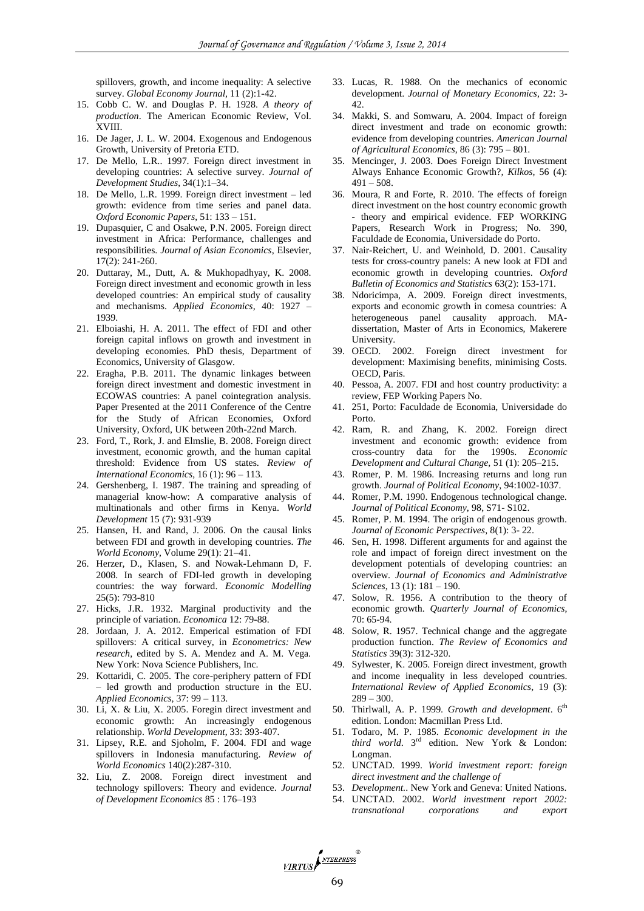spillovers, growth, and income inequality: A selective survey. *Global Economy Journal*, 11 (2):1-42.

15. Cobb C. W. and Douglas P. H. 1928. *A theory of production*. The American Economic Review, Vol. XVIII.
16. De Jager, J. L. W. 2004. Exogenous and Endogenous Growth, University of Pretoria ETD.
17. De Mello, L.R.. 1997. Foreign direct investment in developing countries: A selective survey. *Journal of Development Studies*, 34(1):1–34.
18. De Mello, L.R. 1999. Foreign direct investment – led growth: evidence from time series and panel data. *Oxford Economic Papers*, 51: 133 – 151.
19. Dupasquier, C and Osakwe, P.N. 2005. Foreign direct investment in Africa: Performance, challenges and responsibilities. *Journal of Asian Economics*, Elsevier, 17(2): 241-260.
20. Duttaray, M., Dutt, A. & Mukhopadhyay, K. 2008. Foreign direct investment and economic growth in less developed countries: An empirical study of causality and mechanisms. *Applied Economics*, 40: 1927 – 1939.
21. Elboiashi, H. A. 2011. The effect of FDI and other foreign capital inflows on growth and investment in developing economies. PhD thesis, Department of Economics, University of Glasgow.
22. Eragha, P.B. 2011. The dynamic linkages between foreign direct investment and domestic investment in ECOWAS countries: A panel cointegration analysis. Paper Presented at the 2011 Conference of the Centre for the Study of African Economies, Oxford University, Oxford, UK between 20th-22nd March.
23. Ford, T., Rork, J. and Elmslie, B. 2008. Foreign direct investment, economic growth, and the human capital threshold: Evidence from US states. *Review of International Economics*, 16 (1): 96 – 113.
24. Gershenberg, I. 1987. The training and spreading of managerial know-how: A comparative analysis of multinationals and other firms in Kenya. *World Development* 15 (7): 931-939
25. Hansen, H. and Rand, J. 2006. On the causal links between FDI and growth in developing countries. *The World Economy*, Volume 29(1): 21–41.
26. Herzer, D., Klasen, S. and Nowak-Lehmann D, F. 2008. In search of FDI-led growth in developing countries: the way forward. *Economic Modelling* 25(5): 793-810
27. Hicks, J.R. 1932. Marginal productivity and the principle of variation. *Economica* 12: 79-88.
28. Jordaan, J. A. 2012. Emperical estimation of FDI spillovers: A critical survey, in *Econometrics: New research*, edited by S. A. Mendez and A. M. Vega. New York: Nova Science Publishers, Inc.
29. Kottaridi, C. 2005. The core-periphery pattern of FDI – led growth and production structure in the EU. *Applied Economics*, 37: 99 – 113.
30. Li, X. & Liu, X. 2005. Foregin direct investment and economic growth: An increasingly endogenous relationship. *World Development*, 33: 393-407.
31. Lipsey, R.E. and Sjoholm, F. 2004. FDI and wage spillovers in Indonesia manufacturing. *Review of World Economics* 140(2):287-310.
32. Liu, Z. 2008. Foreign direct investment and technology spillovers: Theory and evidence. *Journal of Development Economics* 85 : 176–193
33. Lucas, R. 1988. On the mechanics of economic development. *Journal of Monetary Economics*, 22: 3-42.
34. Makki, S. and Somwaru, A. 2004. Impact of foreign direct investment and trade on economic growth: evidence from developing countries. *American Journal of Agricultural Economics*, 86 (3): 795 – 801.
35. Mencinger, J. 2003. Does Foreign Direct Investment Always Enhance Economic Growth?, *Kilkos*, 56 (4): 491 – 508.
36. Moura, R and Forte, R. 2010. The effects of foreign direct investment on the host country economic growth - theory and empirical evidence. FEP WORKING Papers, Research Work in Progress; No. 390, Faculdade de Economia, Universidade do Porto.
37. Nair-Reichert, U. and Weinhold, D. 2001. Causality tests for cross-country panels: A new look at FDI and economic growth in developing countries. *Oxford Bulletin of Economics and Statistics* 63(2): 153-171.
38. Ndoricimpa, A. 2009. Foreign direct investments, exports and economic growth in comesa countries: A heterogeneous panel causality approach. MA-dissertation, Master of Arts in Economics, Makerere University.
39. OECD. 2002. Foreign direct investment for development: Maximising benefits, minimising Costs. OECD, Paris.
40. Pessoa, A. 2007. FDI and host country productivity: a review, FEP Working Papers No.
41. 251, Porto: Faculdade de Economia, Universidade do Porto.
42. Ram, R. and Zhang, K. 2002. Foreign direct investment and economic growth: evidence from cross-country data for the 1990s. *Economic Development and Cultural Change*, 51 (1): 205–215.
43. Romer, P. M. 1986. Increasing returns and long run growth. *Journal of Political Economy*, 94:1002-1037.
44. Romer, P.M. 1990. Endogenous technological change. *Journal of Political Economy*, 98, S71- S102.
45. Romer, P. M. 1994. The origin of endogenous growth. *Journal of Economic Perspectives*, 8(1): 3- 22.
46. Sen, H. 1998. Different arguments for and against the role and impact of foreign direct investment on the development potentials of developing countries: an overview. *Journal of Economics and Administrative Sciences*, 13 (1): 181 – 190.
47. Solow, R. 1956. A contribution to the theory of economic growth. *Quarterly Journal of Economics*, 70: 65-94.
48. Solow, R. 1957. Technical change and the aggregate production function. *The Review of Economics and Statistics* 39(3): 312-320.
49. Sylwester, K. 2005. Foreign direct investment, growth and income inequality in less developed countries. *International Review of Applied Economics*, 19 (3): 289 – 300.
50. Thirlwall, A. P. 1999. *Growth and development*. 6th edition. London: Macmillan Press Ltd.
51. Todaro, M. P. 1985. *Economic development in the third world*. 3rd edition. New York & London: Longman.
52. UNCTAD. 1999. *World investment report: foreign direct investment and the challenge of*
53. *Development.*. New York and Geneva: United Nations.
54. UNCTAD. 2002. *World investment report 2002: transnational corporations and export*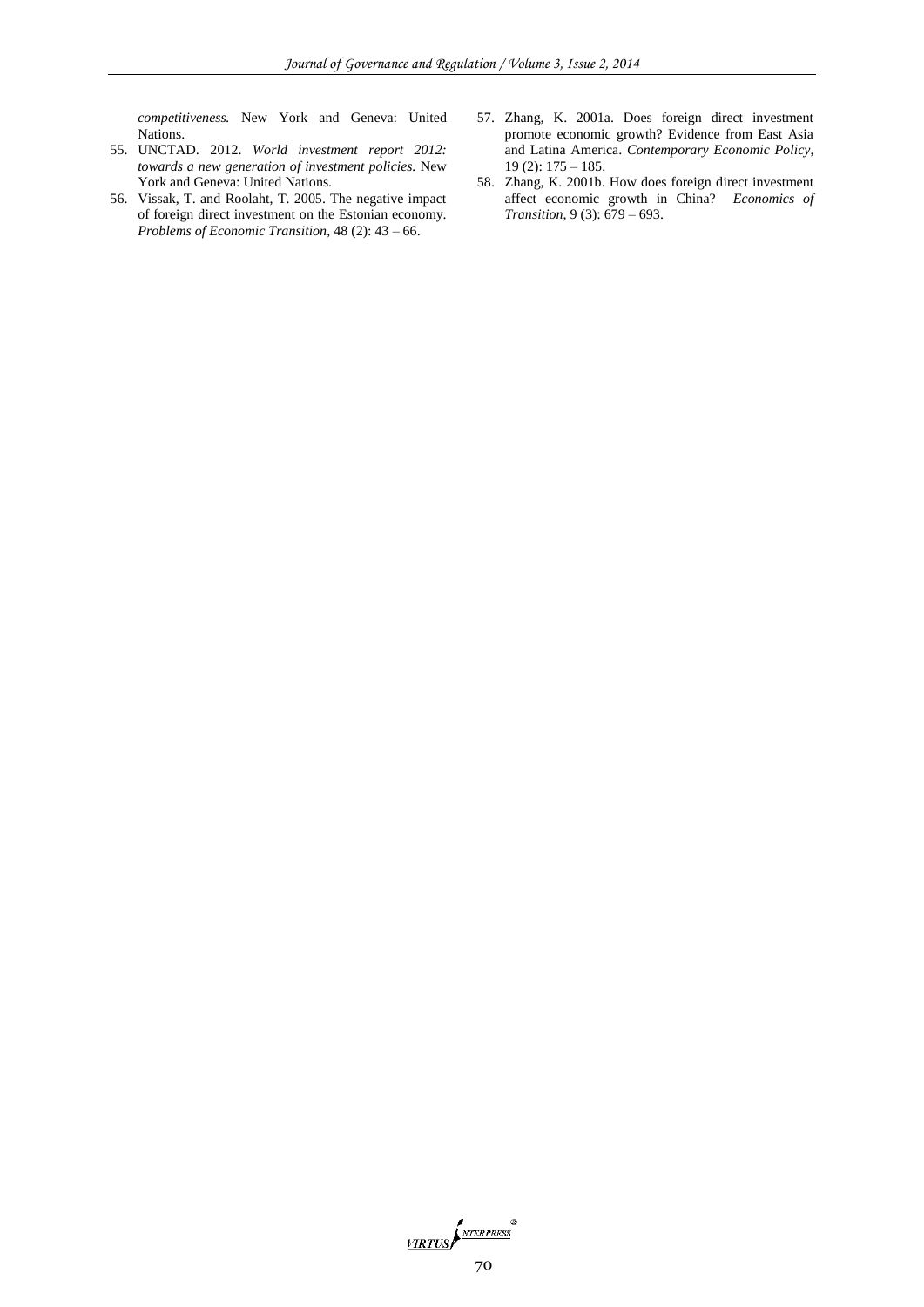*competitiveness.* New York and Geneva: United Nations.

55. UNCTAD. 2012. *World investment report 2012: towards a new generation of investment policies.* New York and Geneva: United Nations.
56. Vissak, T. and Roolaht, T. 2005. The negative impact of foreign direct investment on the Estonian economy. *Problems of Economic Transition*, 48 (2): 43 – 66.
57. Zhang, K. 2001a. Does foreign direct investment promote economic growth? Evidence from East Asia and Latina America. *Contemporary Economic Policy*, 19 (2): 175 – 185.
58. Zhang, K. 2001b. How does foreign direct investment affect economic growth in China? *Economics of Transition*, 9 (3): 679 – 693.